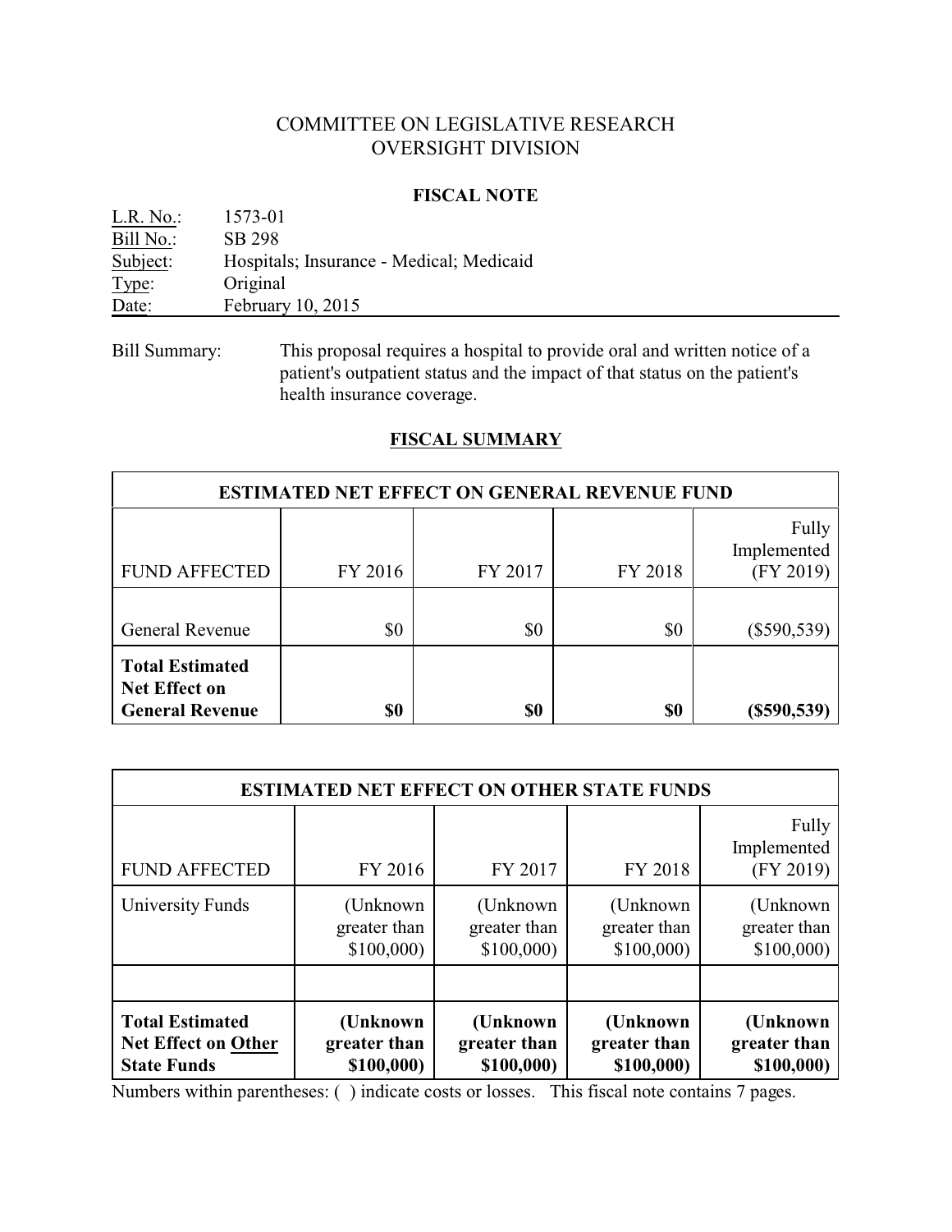# COMMITTEE ON LEGISLATIVE RESEARCH
# OVERSIGHT DIVISION

## FISCAL NOTE

| | |
|---|---|
| L.R. No.: | 1573-01 |
| Bill No.: | SB 298 |
| Subject: | Hospitals; Insurance - Medical; Medicaid |
| Type: | Original |
| Date: | February 10, 2015 |

Bill Summary: This proposal requires a hospital to provide oral and written notice of a patient's outpatient status and the impact of that status on the patient's health insurance coverage.

## FISCAL SUMMARY

| ESTIMATED NET EFFECT ON GENERAL REVENUE FUND | | | | |
|---|---|---|---|---|
| FUND AFFECTED | FY 2016 | FY 2017 | FY 2018 | Fully Implemented (FY 2019) |
| General Revenue | $0 | $0 | $0 | ($590,539) |
| **Total Estimated Net Effect on General Revenue** | **$0** | **$0** | **$0** | **($590,539)** |

| ESTIMATED NET EFFECT ON OTHER STATE FUNDS | | | | |
|---|---|---|---|---|
| FUND AFFECTED | FY 2016 | FY 2017 | FY 2018 | Fully Implemented (FY 2019) |
| University Funds | (Unknown greater than $100,000) | (Unknown greater than $100,000) | (Unknown greater than $100,000) | (Unknown greater than $100,000) |
| | | | | |
| **Total Estimated Net Effect on Other State Funds** | **(Unknown greater than $100,000)** | **(Unknown greater than $100,000)** | **(Unknown greater than $100,000)** | **(Unknown greater than $100,000)** |

Numbers within parentheses: ( ) indicate costs or losses. This fiscal note contains 7 pages.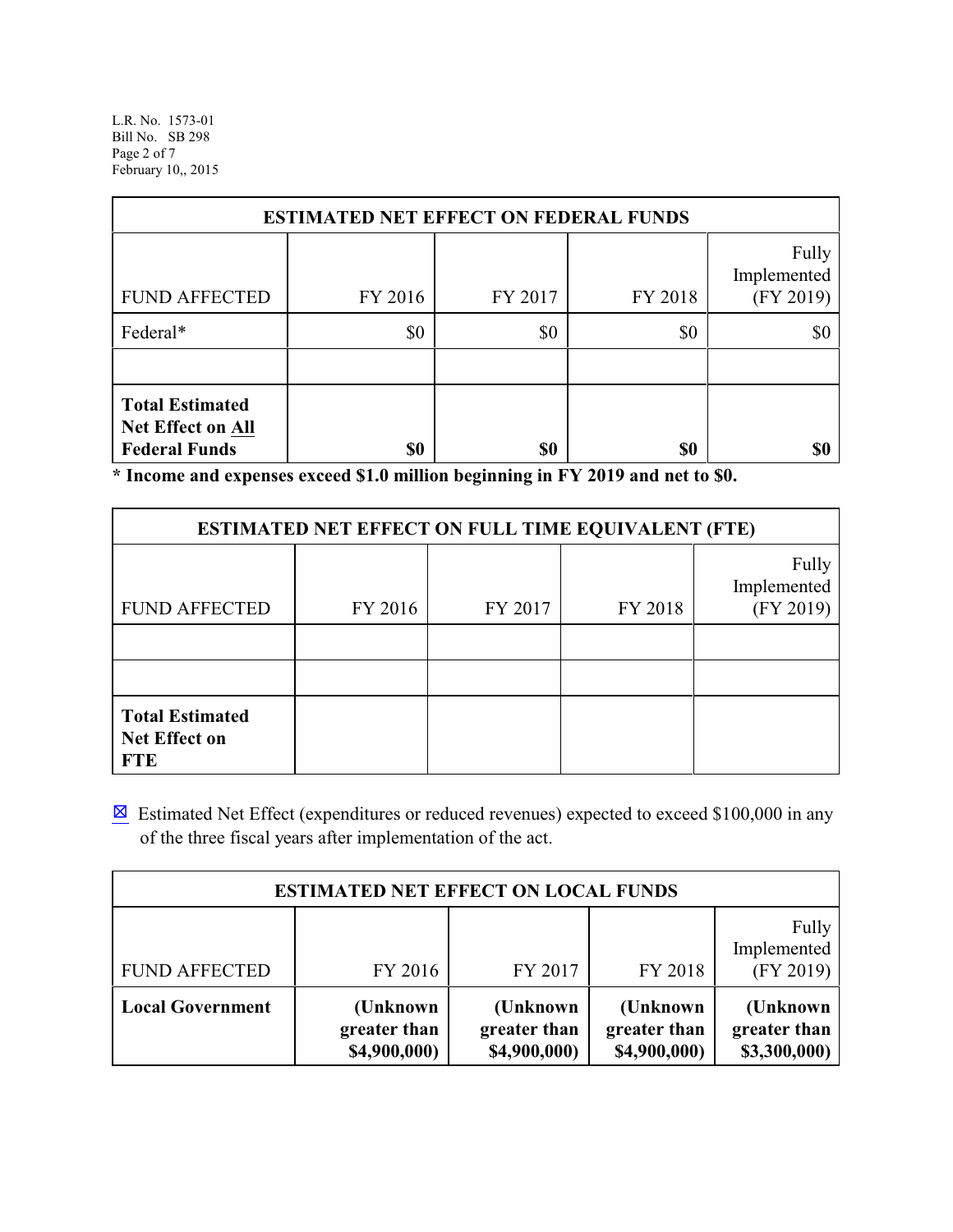| ESTIMATED NET EFFECT ON FEDERAL FUNDS | | | | |
|---|---|---|---|---|
| FUND AFFECTED | FY 2016 | FY 2017 | FY 2018 | Fully Implemented (FY 2019) |
| Federal* | $0 | $0 | $0 | $0 |
| | | | | |
| **Total Estimated Net Effect on All Federal Funds** | **$0** | **$0** | **$0** | **$0** |

**\* Income and expenses exceed $1.0 million beginning in FY 2019 and net to $0.**

| ESTIMATED NET EFFECT ON FULL TIME EQUIVALENT (FTE) | | | | |
|---|---|---|---|---|
| FUND AFFECTED | FY 2016 | FY 2017 | FY 2018 | Fully Implemented (FY 2019) |
| | | | | |
| | | | | |
| **Total Estimated Net Effect on FTE** | | | | |

☒ Estimated Net Effect (expenditures or reduced revenues) expected to exceed $100,000 in any of the three fiscal years after implementation of the act.

| ESTIMATED NET EFFECT ON LOCAL FUNDS | | | | |
|---|---|---|---|---|
| FUND AFFECTED | FY 2016 | FY 2017 | FY 2018 | Fully Implemented (FY 2019) |
| **Local Government** | **(Unknown greater than $4,900,000)** | **(Unknown greater than $4,900,000)** | **(Unknown greater than $4,900,000)** | **(Unknown greater than $3,300,000)** |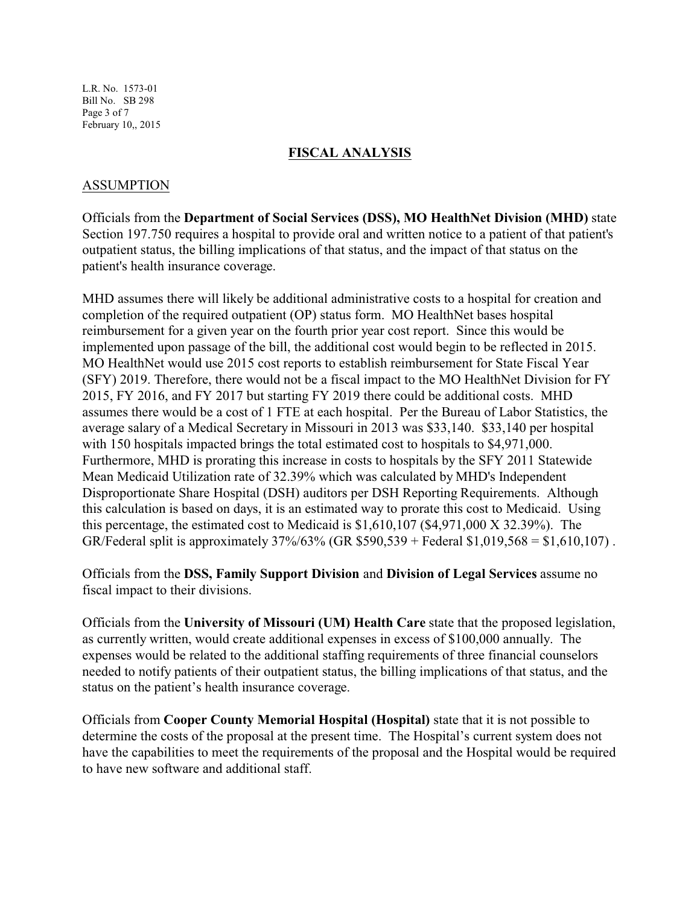## FISCAL ANALYSIS

### ASSUMPTION

Officials from the **Department of Social Services (DSS), MO HealthNet Division (MHD)** state Section 197.750 requires a hospital to provide oral and written notice to a patient of that patient's outpatient status, the billing implications of that status, and the impact of that status on the patient's health insurance coverage.

MHD assumes there will likely be additional administrative costs to a hospital for creation and completion of the required outpatient (OP) status form. MO HealthNet bases hospital reimbursement for a given year on the fourth prior year cost report. Since this would be implemented upon passage of the bill, the additional cost would begin to be reflected in 2015. MO HealthNet would use 2015 cost reports to establish reimbursement for State Fiscal Year (SFY) 2019. Therefore, there would not be a fiscal impact to the MO HealthNet Division for FY 2015, FY 2016, and FY 2017 but starting FY 2019 there could be additional costs. MHD assumes there would be a cost of 1 FTE at each hospital. Per the Bureau of Labor Statistics, the average salary of a Medical Secretary in Missouri in 2013 was $33,140. $33,140 per hospital with 150 hospitals impacted brings the total estimated cost to hospitals to $4,971,000. Furthermore, MHD is prorating this increase in costs to hospitals by the SFY 2011 Statewide Mean Medicaid Utilization rate of 32.39% which was calculated by MHD's Independent Disproportionate Share Hospital (DSH) auditors per DSH Reporting Requirements. Although this calculation is based on days, it is an estimated way to prorate this cost to Medicaid. Using this percentage, the estimated cost to Medicaid is $1,610,107 ($4,971,000 X 32.39%). The GR/Federal split is approximately 37%/63% (GR $590,539 + Federal $1,019,568 = $1,610,107) .

Officials from the **DSS, Family Support Division** and **Division of Legal Services** assume no fiscal impact to their divisions.

Officials from the **University of Missouri (UM) Health Care** state that the proposed legislation, as currently written, would create additional expenses in excess of $100,000 annually. The expenses would be related to the additional staffing requirements of three financial counselors needed to notify patients of their outpatient status, the billing implications of that status, and the status on the patient's health insurance coverage.

Officials from **Cooper County Memorial Hospital (Hospital)** state that it is not possible to determine the costs of the proposal at the present time. The Hospital's current system does not have the capabilities to meet the requirements of the proposal and the Hospital would be required to have new software and additional staff.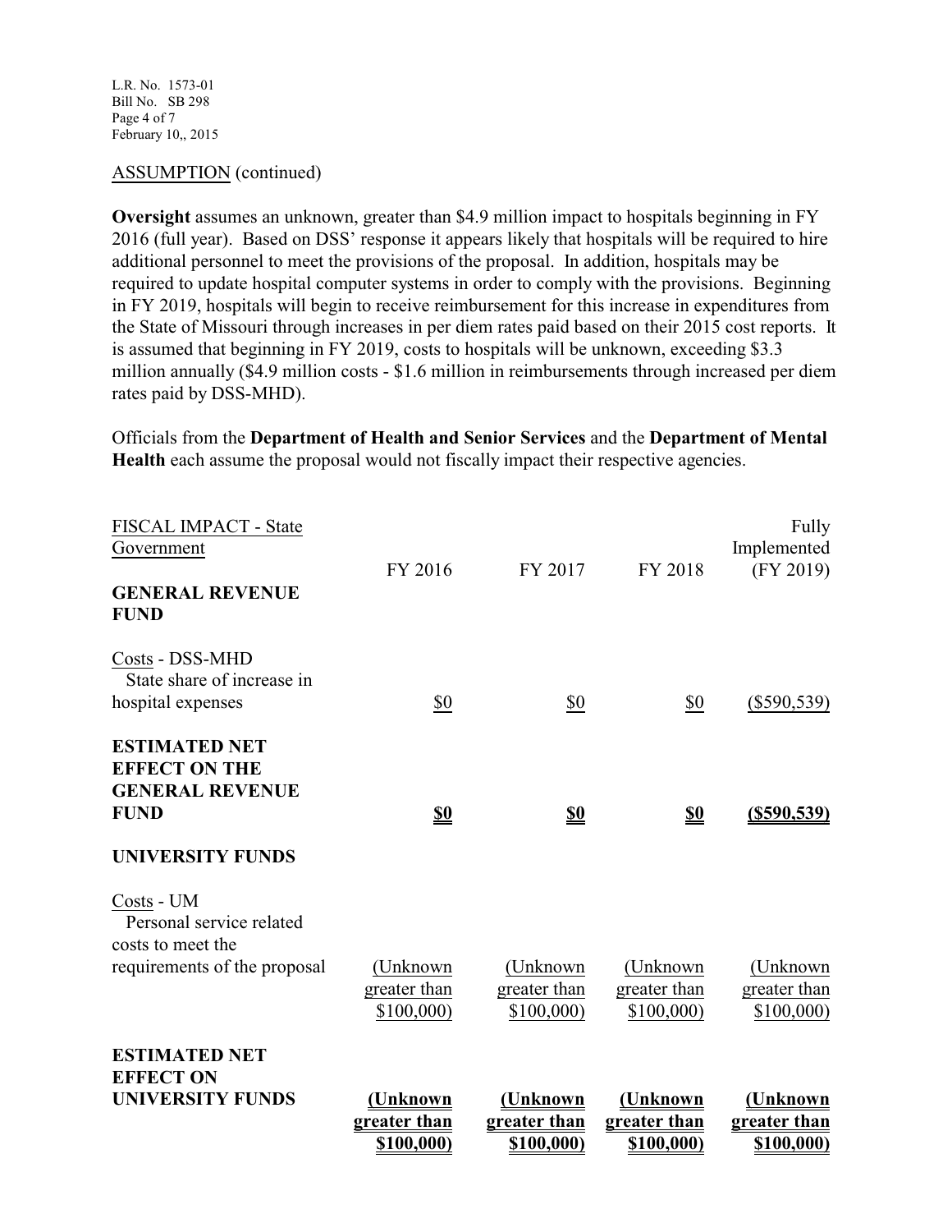ASSUMPTION (continued)

**Oversight** assumes an unknown, greater than $4.9 million impact to hospitals beginning in FY 2016 (full year). Based on DSS' response it appears likely that hospitals will be required to hire additional personnel to meet the provisions of the proposal. In addition, hospitals may be required to update hospital computer systems in order to comply with the provisions. Beginning in FY 2019, hospitals will begin to receive reimbursement for this increase in expenditures from the State of Missouri through increases in per diem rates paid based on their 2015 cost reports. It is assumed that beginning in FY 2019, costs to hospitals will be unknown, exceeding $3.3 million annually ($4.9 million costs - $1.6 million in reimbursements through increased per diem rates paid by DSS-MHD).

Officials from the **Department of Health and Senior Services** and the **Department of Mental Health** each assume the proposal would not fiscally impact their respective agencies.

| FISCAL IMPACT - State Government | FY 2016 | FY 2017 | FY 2018 | Fully Implemented (FY 2019) |
|---|---|---|---|---|
| **GENERAL REVENUE FUND** | | | | |
| Costs - DSS-MHD State share of increase in hospital expenses | $0 | $0 | $0 | ($590,539) |
| **ESTIMATED NET EFFECT ON THE GENERAL REVENUE FUND** | **$0** | **$0** | **$0** | **($590,539)** |
| **UNIVERSITY FUNDS** | | | | |
| Costs - UM Personal service related costs to meet the requirements of the proposal | (Unknown greater than $100,000) | (Unknown greater than $100,000) | (Unknown greater than $100,000) | (Unknown greater than $100,000) |
| **ESTIMATED NET EFFECT ON UNIVERSITY FUNDS** | **(Unknown greater than $100,000)** | **(Unknown greater than $100,000)** | **(Unknown greater than $100,000)** | **(Unknown greater than $100,000)** |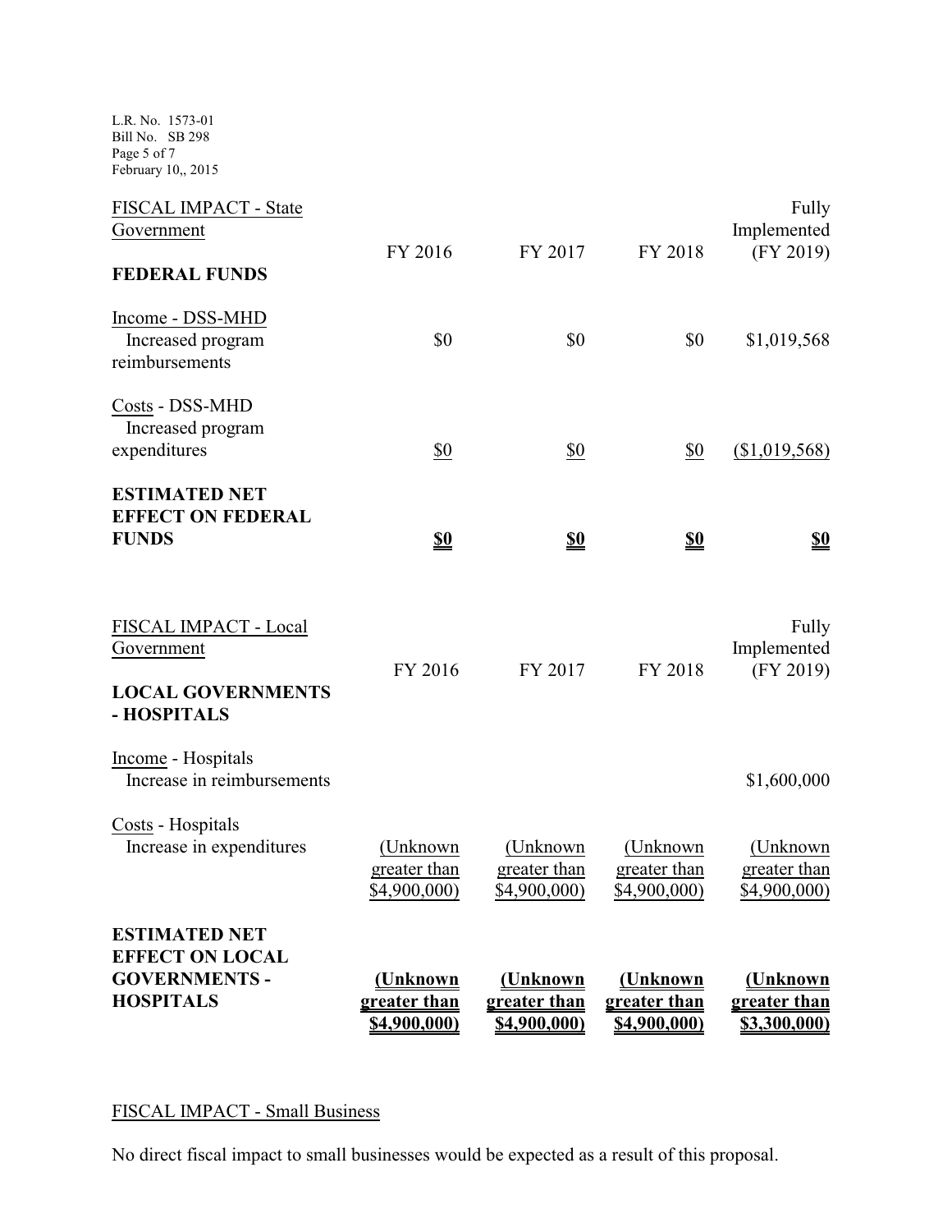| FISCAL IMPACT - State Government | FY 2016 | FY 2017 | FY 2018 | Fully Implemented (FY 2019) |
|---|---|---|---|---|
| **FEDERAL FUNDS** | | | | |
| Income - DSS-MHD Increased program reimbursements | $0 | $0 | $0 | $1,019,568 |
| Costs - DSS-MHD Increased program expenditures | $0 | $0 | $0 | ($1,019,568) |
| **ESTIMATED NET EFFECT ON FEDERAL FUNDS** | **$0** | **$0** | **$0** | **$0** |

| FISCAL IMPACT - Local Government | FY 2016 | FY 2017 | FY 2018 | Fully Implemented (FY 2019) |
|---|---|---|---|---|
| **LOCAL GOVERNMENTS - HOSPITALS** | | | | |
| Income - Hospitals Increase in reimbursements | | | | $1,600,000 |
| Costs - Hospitals Increase in expenditures | (Unknown greater than $4,900,000) | (Unknown greater than $4,900,000) | (Unknown greater than $4,900,000) | (Unknown greater than $4,900,000) |
| **ESTIMATED NET EFFECT ON LOCAL GOVERNMENTS - HOSPITALS** | **(Unknown greater than $4,900,000)** | **(Unknown greater than $4,900,000)** | **(Unknown greater than $4,900,000)** | **(Unknown greater than $3,300,000)** |

FISCAL IMPACT - Small Business

No direct fiscal impact to small businesses would be expected as a result of this proposal.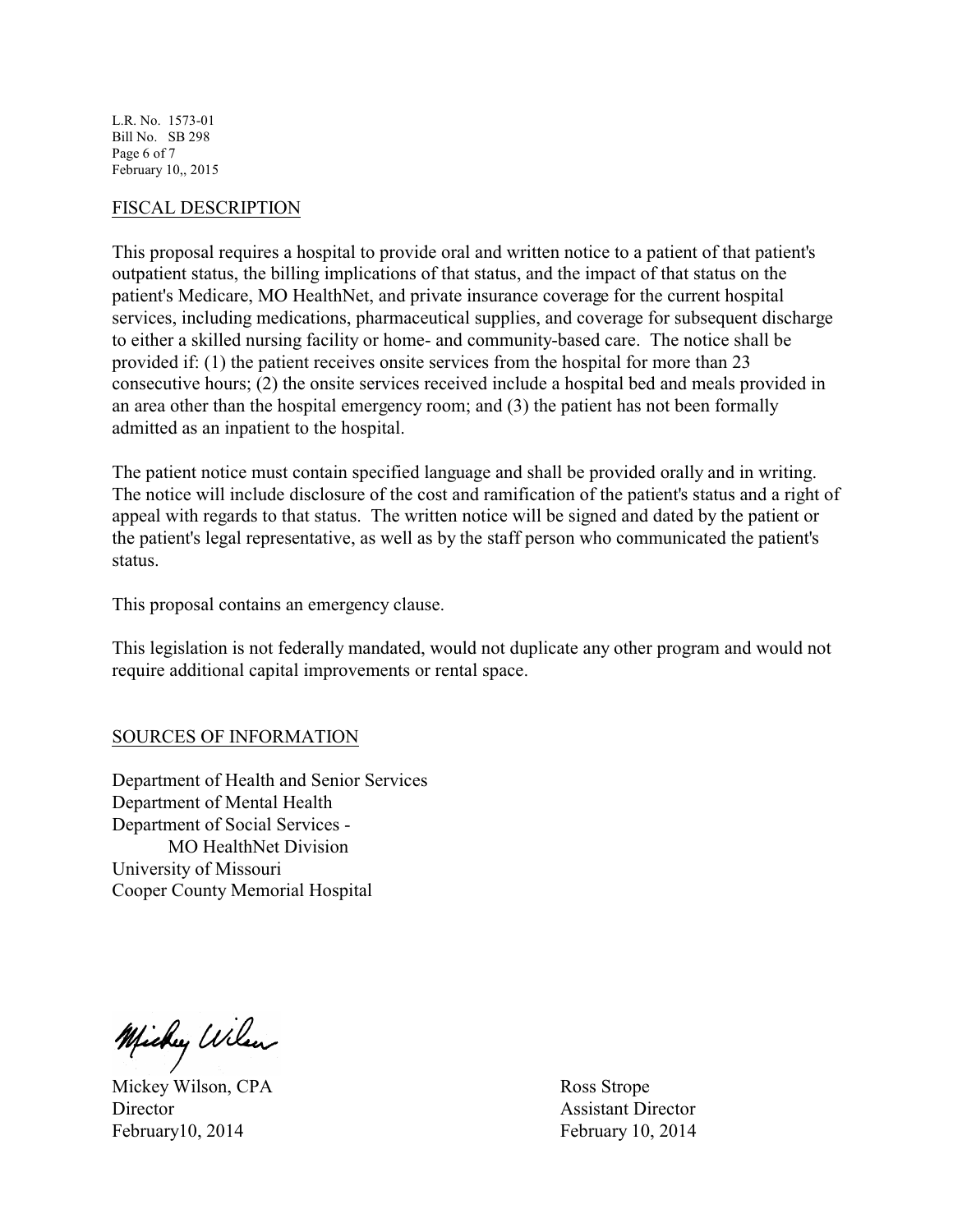## FISCAL DESCRIPTION

This proposal requires a hospital to provide oral and written notice to a patient of that patient's outpatient status, the billing implications of that status, and the impact of that status on the patient's Medicare, MO HealthNet, and private insurance coverage for the current hospital services, including medications, pharmaceutical supplies, and coverage for subsequent discharge to either a skilled nursing facility or home- and community-based care. The notice shall be provided if: (1) the patient receives onsite services from the hospital for more than 23 consecutive hours; (2) the onsite services received include a hospital bed and meals provided in an area other than the hospital emergency room; and (3) the patient has not been formally admitted as an inpatient to the hospital.

The patient notice must contain specified language and shall be provided orally and in writing. The notice will include disclosure of the cost and ramification of the patient's status and a right of appeal with regards to that status. The written notice will be signed and dated by the patient or the patient's legal representative, as well as by the staff person who communicated the patient's status.

This proposal contains an emergency clause.

This legislation is not federally mandated, would not duplicate any other program and would not require additional capital improvements or rental space.

## SOURCES OF INFORMATION

Department of Health and Senior Services
Department of Mental Health
Department of Social Services -
MO HealthNet Division
University of Missouri
Cooper County Memorial Hospital

Mickey Wilson, CPA
Director
February10, 2014

Ross Strope
Assistant Director
February 10, 2014